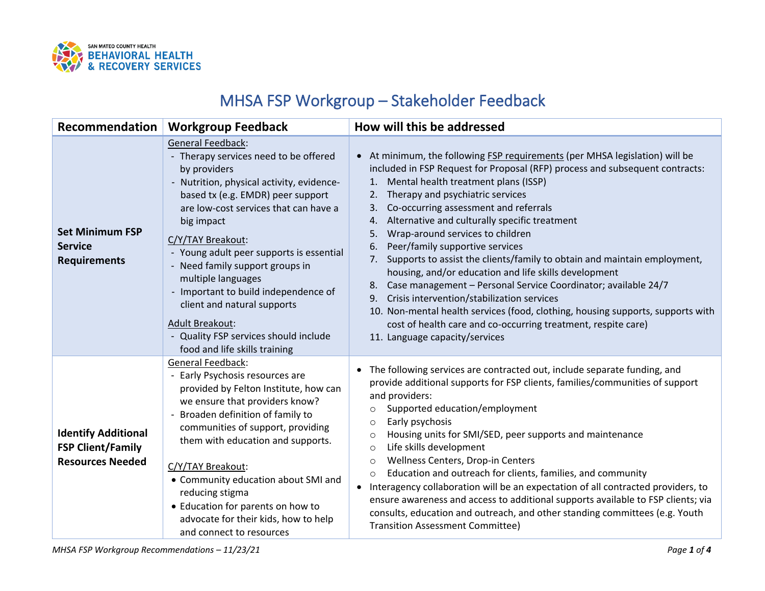SAN MATEO COUNTY HEALTH
BEHAVIORAL HEALTH & RECOVERY SERVICES

# MHSA FSP Workgroup – Stakeholder Feedback

| Recommendation | Workgroup Feedback | How will this be addressed |
|---|---|---|
| **Set Minimum FSP Service Requirements** | General Feedback:<br>- Therapy services need to be offered by providers<br>- Nutrition, physical activity, evidence-based tx (e.g. EMDR) peer support are low-cost services that can have a big impact<br><br>C/Y/TAY Breakout:<br>- Young adult peer supports is essential<br>- Need family support groups in multiple languages<br>- Important to build independence of client and natural supports<br><br>Adult Breakout:<br>- Quality FSP services should include food and life skills training | • At minimum, the following FSP requirements (per MHSA legislation) will be included in FSP Request for Proposal (RFP) process and subsequent contracts:<br>1. Mental health treatment plans (ISSP)<br>2. Therapy and psychiatric services<br>3. Co-occurring assessment and referrals<br>4. Alternative and culturally specific treatment<br>5. Wrap-around services to children<br>6. Peer/family supportive services<br>7. Supports to assist the clients/family to obtain and maintain employment, housing, and/or education and life skills development<br>8. Case management – Personal Service Coordinator; available 24/7<br>9. Crisis intervention/stabilization services<br>10. Non-mental health services (food, clothing, housing supports, supports with cost of health care and co-occurring treatment, respite care)<br>11. Language capacity/services |
| **Identify Additional FSP Client/Family Resources Needed** | General Feedback:<br>- Early Psychosis resources are provided by Felton Institute, how can we ensure that providers know?<br>- Broaden definition of family to communities of support, providing them with education and supports.<br><br>C/Y/TAY Breakout:<br>• Community education about SMI and reducing stigma<br>• Education for parents on how to advocate for their kids, how to help and connect to resources | • The following services are contracted out, include separate funding, and provide additional supports for FSP clients, families/communities of support and providers:<br>○ Supported education/employment<br>○ Early psychosis<br>○ Housing units for SMI/SED, peer supports and maintenance<br>○ Life skills development<br>○ Wellness Centers, Drop-in Centers<br>○ Education and outreach for clients, families, and community<br>• Interagency collaboration will be an expectation of all contracted providers, to ensure awareness and access to additional supports available to FSP clients; via consults, education and outreach, and other standing committees (e.g. Youth Transition Assessment Committee) |

*MHSA FSP Workgroup Recommendations – 11/23/21*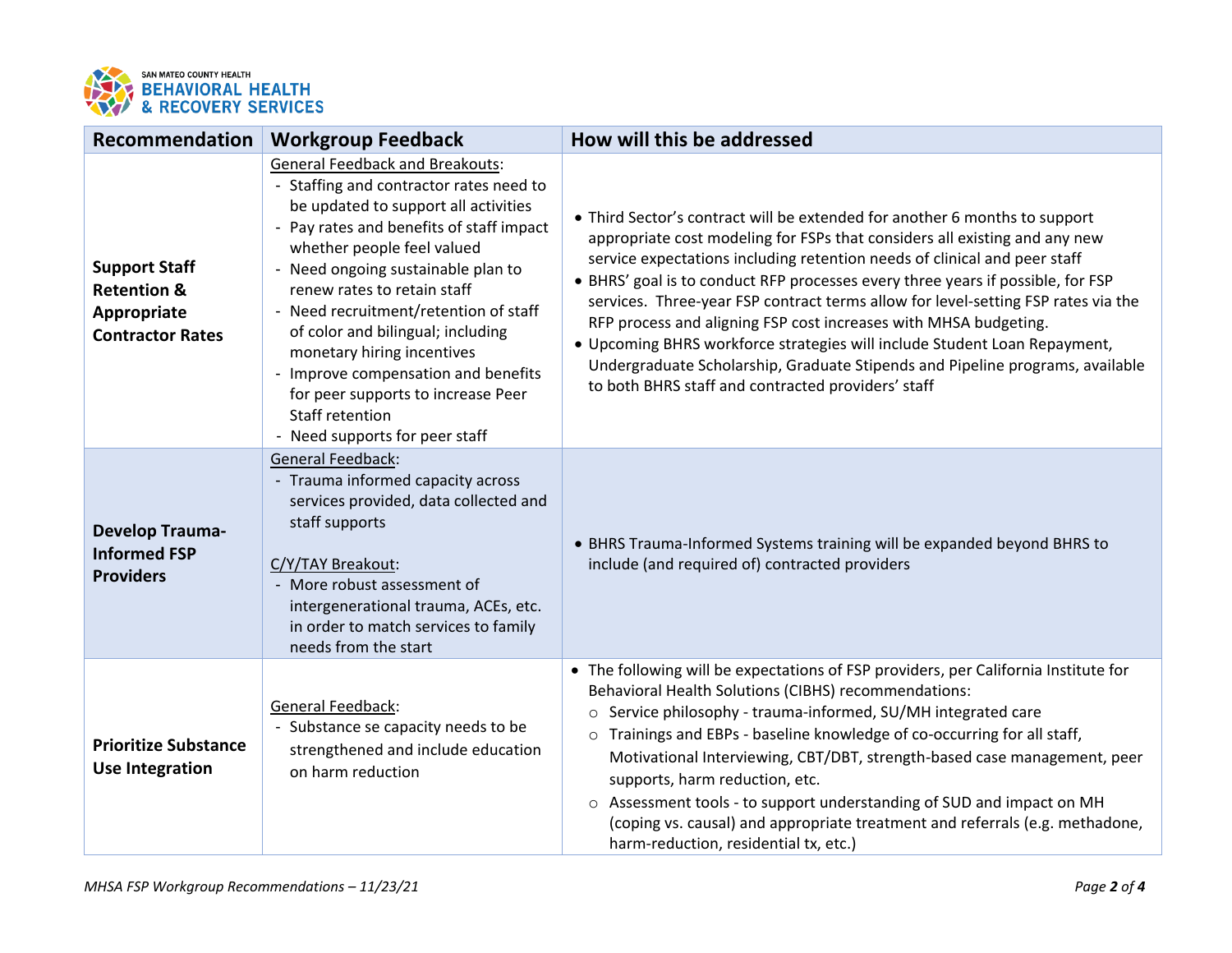| Recommendation | Workgroup Feedback | How will this be addressed |
|---|---|---|
| **Support Staff Retention & Appropriate Contractor Rates** | General Feedback and Breakouts:<br>- Staffing and contractor rates need to be updated to support all activities<br>- Pay rates and benefits of staff impact whether people feel valued<br>- Need ongoing sustainable plan to renew rates to retain staff<br>- Need recruitment/retention of staff of color and bilingual; including monetary hiring incentives<br>- Improve compensation and benefits for peer supports to increase Peer Staff retention<br>- Need supports for peer staff | • Third Sector's contract will be extended for another 6 months to support appropriate cost modeling for FSPs that considers all existing and any new service expectations including retention needs of clinical and peer staff<br>• BHRS' goal is to conduct RFP processes every three years if possible, for FSP services. Three-year FSP contract terms allow for level-setting FSP rates via the RFP process and aligning FSP cost increases with MHSA budgeting.<br>• Upcoming BHRS workforce strategies will include Student Loan Repayment, Undergraduate Scholarship, Graduate Stipends and Pipeline programs, available to both BHRS staff and contracted providers' staff |
| **Develop Trauma-Informed FSP Providers** | General Feedback:<br>- Trauma informed capacity across services provided, data collected and staff supports<br><br>C/Y/TAY Breakout:<br>- More robust assessment of intergenerational trauma, ACEs, etc. in order to match services to family needs from the start | • BHRS Trauma-Informed Systems training will be expanded beyond BHRS to include (and required of) contracted providers |
| **Prioritize Substance Use Integration** | General Feedback:<br>- Substance se capacity needs to be strengthened and include education on harm reduction | • The following will be expectations of FSP providers, per California Institute for Behavioral Health Solutions (CIBHS) recommendations:<br>○ Service philosophy - trauma-informed, SU/MH integrated care<br>○ Trainings and EBPs - baseline knowledge of co-occurring for all staff, Motivational Interviewing, CBT/DBT, strength-based case management, peer supports, harm reduction, etc.<br>○ Assessment tools - to support understanding of SUD and impact on MH (coping vs. causal) and appropriate treatment and referrals (e.g. methadone, harm-reduction, residential tx, etc.) |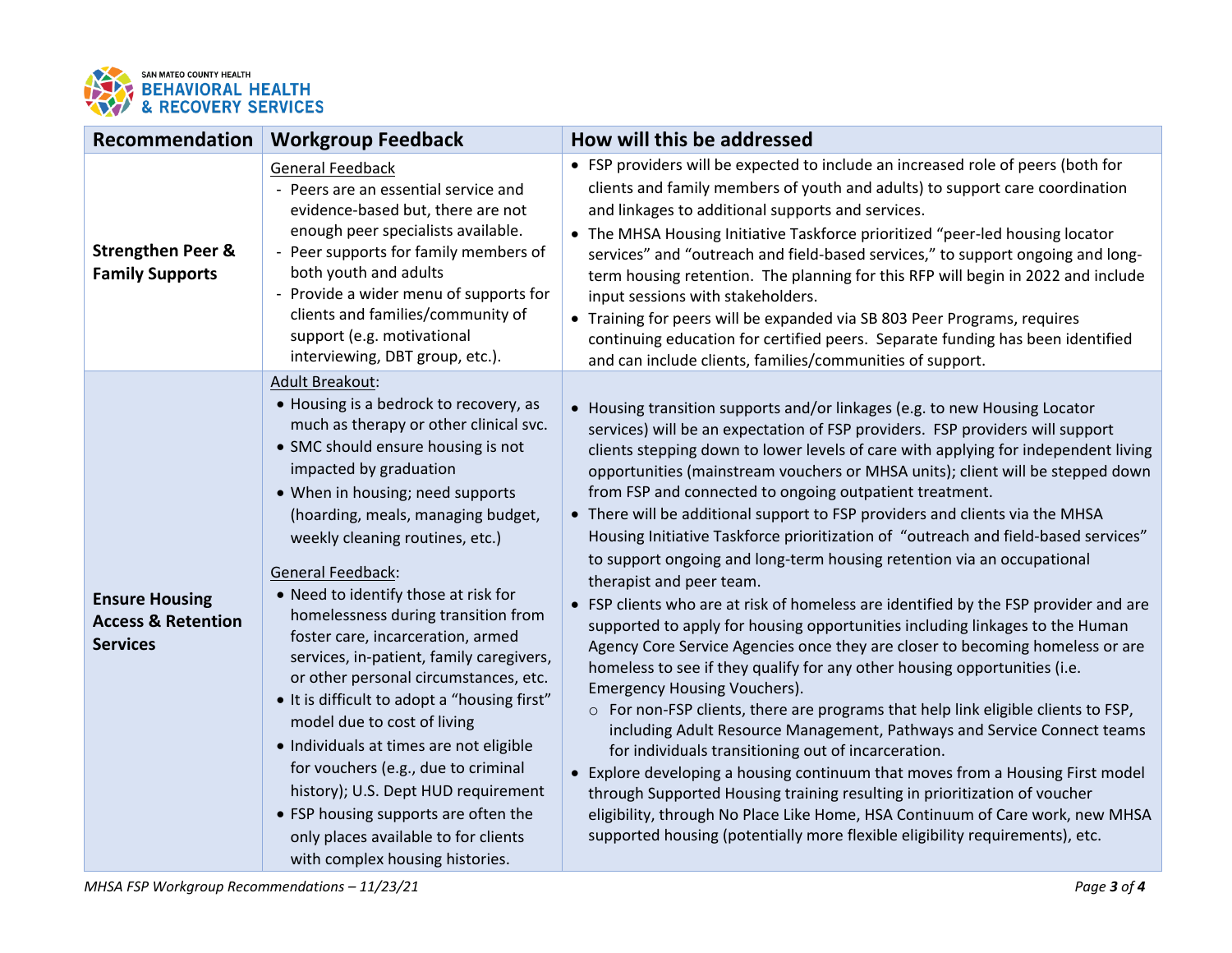| Recommendation | Workgroup Feedback | How will this be addressed |
|---|---|---|
| **Strengthen Peer & Family Supports** | General Feedback<br>- Peers are an essential service and evidence-based but, there are not enough peer specialists available.<br>- Peer supports for family members of both youth and adults<br>- Provide a wider menu of supports for clients and families/community of support (e.g. motivational interviewing, DBT group, etc.). | • FSP providers will be expected to include an increased role of peers (both for clients and family members of youth and adults) to support care coordination and linkages to additional supports and services.<br>• The MHSA Housing Initiative Taskforce prioritized "peer-led housing locator services" and "outreach and field-based services," to support ongoing and long-term housing retention. The planning for this RFP will begin in 2022 and include input sessions with stakeholders.<br>• Training for peers will be expanded via SB 803 Peer Programs, requires continuing education for certified peers. Separate funding has been identified and can include clients, families/communities of support. |
| **Ensure Housing Access & Retention Services** | Adult Breakout:<br>• Housing is a bedrock to recovery, as much as therapy or other clinical svc.<br>• SMC should ensure housing is not impacted by graduation<br>• When in housing; need supports (hoarding, meals, managing budget, weekly cleaning routines, etc.)<br><br>General Feedback:<br>• Need to identify those at risk for homelessness during transition from foster care, incarceration, armed services, in-patient, family caregivers, or other personal circumstances, etc.<br>• It is difficult to adopt a "housing first" model due to cost of living<br>• Individuals at times are not eligible for vouchers (e.g., due to criminal history); U.S. Dept HUD requirement<br>• FSP housing supports are often the only places available to for clients with complex housing histories. | • Housing transition supports and/or linkages (e.g. to new Housing Locator services) will be an expectation of FSP providers. FSP providers will support clients stepping down to lower levels of care with applying for independent living opportunities (mainstream vouchers or MHSA units); client will be stepped down from FSP and connected to ongoing outpatient treatment.<br>• There will be additional support to FSP providers and clients via the MHSA Housing Initiative Taskforce prioritization of "outreach and field-based services" to support ongoing and long-term housing retention via an occupational therapist and peer team.<br>• FSP clients who are at risk of homeless are identified by the FSP provider and are supported to apply for housing opportunities including linkages to the Human Agency Core Service Agencies once they are closer to becoming homeless or are homeless to see if they qualify for any other housing opportunities (i.e. Emergency Housing Vouchers).<br>&nbsp;&nbsp;&nbsp;&nbsp;○ For non-FSP clients, there are programs that help link eligible clients to FSP, including Adult Resource Management, Pathways and Service Connect teams for individuals transitioning out of incarceration.<br>• Explore developing a housing continuum that moves from a Housing First model through Supported Housing training resulting in prioritization of voucher eligibility, through No Place Like Home, HSA Continuum of Care work, new MHSA supported housing (potentially more flexible eligibility requirements), etc. |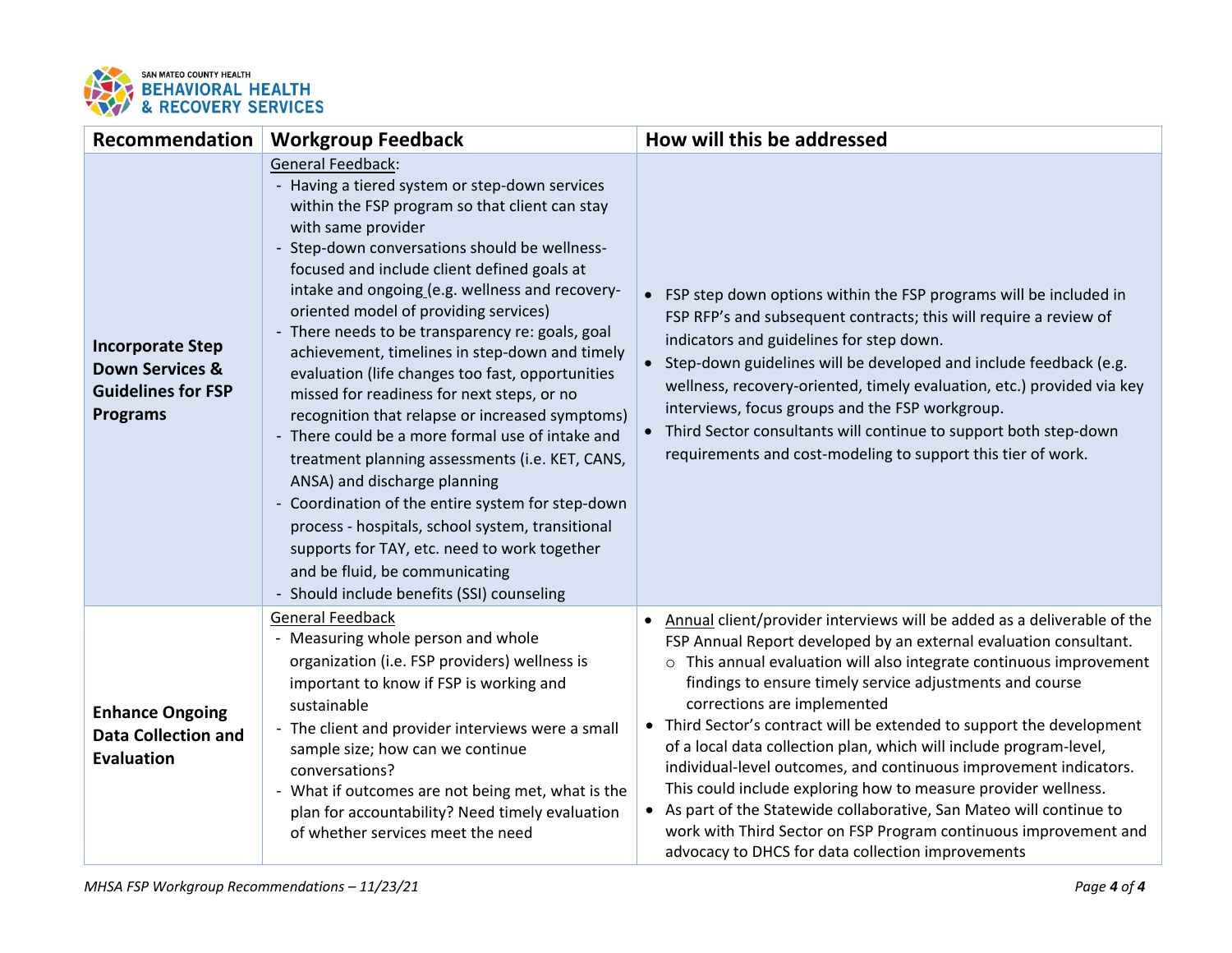| Recommendation | Workgroup Feedback | How will this be addressed |
|---|---|---|
| **Incorporate Step Down Services & Guidelines for FSP Programs** | General Feedback:<br>- Having a tiered system or step-down services within the FSP program so that client can stay with same provider<br>- Step-down conversations should be wellness-focused and include client defined goals at intake and ongoing (e.g. wellness and recovery-oriented model of providing services)<br>- There needs to be transparency re: goals, goal achievement, timelines in step-down and timely evaluation (life changes too fast, opportunities missed for readiness for next steps, or no recognition that relapse or increased symptoms)<br>- There could be a more formal use of intake and treatment planning assessments (i.e. KET, CANS, ANSA) and discharge planning<br>- Coordination of the entire system for step-down process - hospitals, school system, transitional supports for TAY, etc. need to work together and be fluid, be communicating<br>- Should include benefits (SSI) counseling | • FSP step down options within the FSP programs will be included in FSP RFP's and subsequent contracts; this will require a review of indicators and guidelines for step down.<br>• Step-down guidelines will be developed and include feedback (e.g. wellness, recovery-oriented, timely evaluation, etc.) provided via key interviews, focus groups and the FSP workgroup.<br>• Third Sector consultants will continue to support both step-down requirements and cost-modeling to support this tier of work. |
| **Enhance Ongoing Data Collection and Evaluation** | General Feedback<br>- Measuring whole person and whole organization (i.e. FSP providers) wellness is important to know if FSP is working and sustainable<br>- The client and provider interviews were a small sample size; how can we continue conversations?<br>- What if outcomes are not being met, what is the plan for accountability? Need timely evaluation of whether services meet the need | • Annual client/provider interviews will be added as a deliverable of the FSP Annual Report developed by an external evaluation consultant.<br>&nbsp;&nbsp;○ This annual evaluation will also integrate continuous improvement findings to ensure timely service adjustments and course corrections are implemented<br>• Third Sector's contract will be extended to support the development of a local data collection plan, which will include program-level, individual-level outcomes, and continuous improvement indicators. This could include exploring how to measure provider wellness.<br>• As part of the Statewide collaborative, San Mateo will continue to work with Third Sector on FSP Program continuous improvement and advocacy to DHCS for data collection improvements |